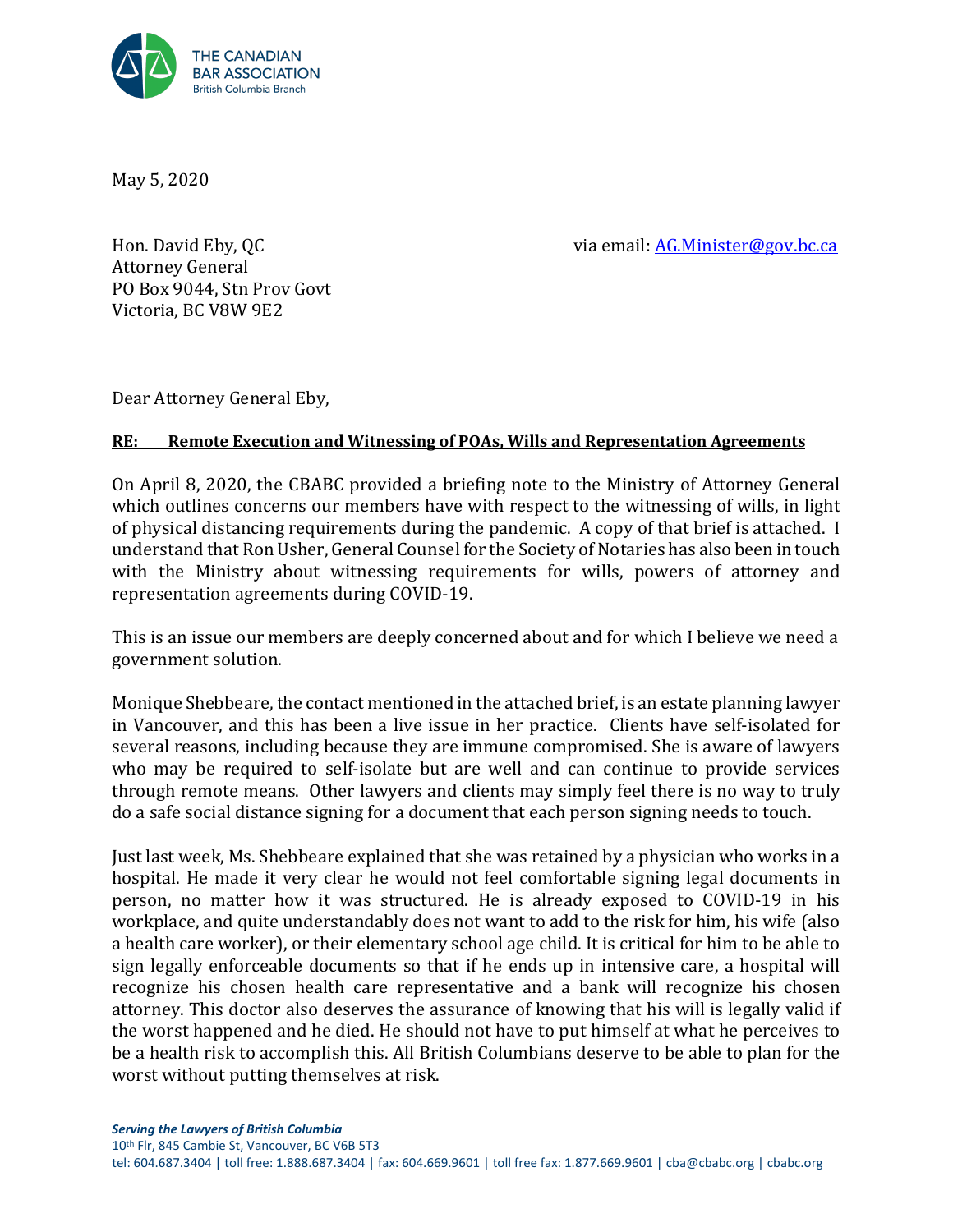THE CANADIAN BAR ASSOCIATION
British Columbia Branch

May 5, 2020

Hon. David Eby, QC
Attorney General
PO Box 9044, Stn Prov Govt
Victoria, BC V8W 9E2

via email: AG.Minister@gov.bc.ca

Dear Attorney General Eby,

**RE: Remote Execution and Witnessing of POAs, Wills and Representation Agreements**

On April 8, 2020, the CBABC provided a briefing note to the Ministry of Attorney General which outlines concerns our members have with respect to the witnessing of wills, in light of physical distancing requirements during the pandemic. A copy of that brief is attached. I understand that Ron Usher, General Counsel for the Society of Notaries has also been in touch with the Ministry about witnessing requirements for wills, powers of attorney and representation agreements during COVID-19.

This is an issue our members are deeply concerned about and for which I believe we need a government solution.

Monique Shebbeare, the contact mentioned in the attached brief, is an estate planning lawyer in Vancouver, and this has been a live issue in her practice. Clients have self-isolated for several reasons, including because they are immune compromised. She is aware of lawyers who may be required to self-isolate but are well and can continue to provide services through remote means. Other lawyers and clients may simply feel there is no way to truly do a safe social distance signing for a document that each person signing needs to touch.

Just last week, Ms. Shebbeare explained that she was retained by a physician who works in a hospital. He made it very clear he would not feel comfortable signing legal documents in person, no matter how it was structured. He is already exposed to COVID-19 in his workplace, and quite understandably does not want to add to the risk for him, his wife (also a health care worker), or their elementary school age child. It is critical for him to be able to sign legally enforceable documents so that if he ends up in intensive care, a hospital will recognize his chosen health care representative and a bank will recognize his chosen attorney. This doctor also deserves the assurance of knowing that his will is legally valid if the worst happened and he died. He should not have to put himself at what he perceives to be a health risk to accomplish this. All British Columbians deserve to be able to plan for the worst without putting themselves at risk.

*Serving the Lawyers of British Columbia*
10th Flr, 845 Cambie St, Vancouver, BC V6B 5T3
tel: 604.687.3404 | toll free: 1.888.687.3404 | fax: 604.669.9601 | toll free fax: 1.877.669.9601 | cba@cbabc.org | cbabc.org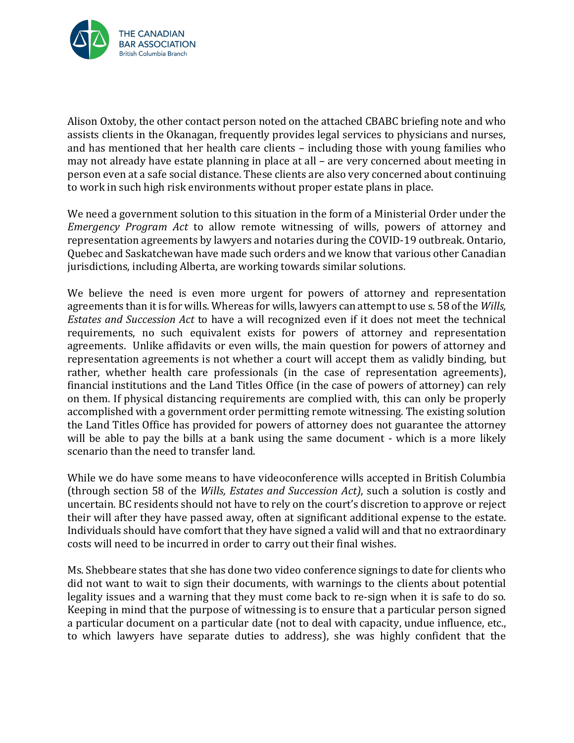Alison Oxtoby, the other contact person noted on the attached CBABC briefing note and who assists clients in the Okanagan, frequently provides legal services to physicians and nurses, and has mentioned that her health care clients – including those with young families who may not already have estate planning in place at all – are very concerned about meeting in person even at a safe social distance. These clients are also very concerned about continuing to work in such high risk environments without proper estate plans in place.

We need a government solution to this situation in the form of a Ministerial Order under the *Emergency Program Act* to allow remote witnessing of wills, powers of attorney and representation agreements by lawyers and notaries during the COVID-19 outbreak. Ontario, Quebec and Saskatchewan have made such orders and we know that various other Canadian jurisdictions, including Alberta, are working towards similar solutions.

We believe the need is even more urgent for powers of attorney and representation agreements than it is for wills. Whereas for wills, lawyers can attempt to use s. 58 of the *Wills, Estates and Succession Act* to have a will recognized even if it does not meet the technical requirements, no such equivalent exists for powers of attorney and representation agreements. Unlike affidavits or even wills, the main question for powers of attorney and representation agreements is not whether a court will accept them as validly binding, but rather, whether health care professionals (in the case of representation agreements), financial institutions and the Land Titles Office (in the case of powers of attorney) can rely on them. If physical distancing requirements are complied with, this can only be properly accomplished with a government order permitting remote witnessing. The existing solution the Land Titles Office has provided for powers of attorney does not guarantee the attorney will be able to pay the bills at a bank using the same document - which is a more likely scenario than the need to transfer land.

While we do have some means to have videoconference wills accepted in British Columbia (through section 58 of the *Wills, Estates and Succession Act)*, such a solution is costly and uncertain. BC residents should not have to rely on the court's discretion to approve or reject their will after they have passed away, often at significant additional expense to the estate. Individuals should have comfort that they have signed a valid will and that no extraordinary costs will need to be incurred in order to carry out their final wishes.

Ms. Shebbeare states that she has done two video conference signings to date for clients who did not want to wait to sign their documents, with warnings to the clients about potential legality issues and a warning that they must come back to re-sign when it is safe to do so. Keeping in mind that the purpose of witnessing is to ensure that a particular person signed a particular document on a particular date (not to deal with capacity, undue influence, etc., to which lawyers have separate duties to address), she was highly confident that the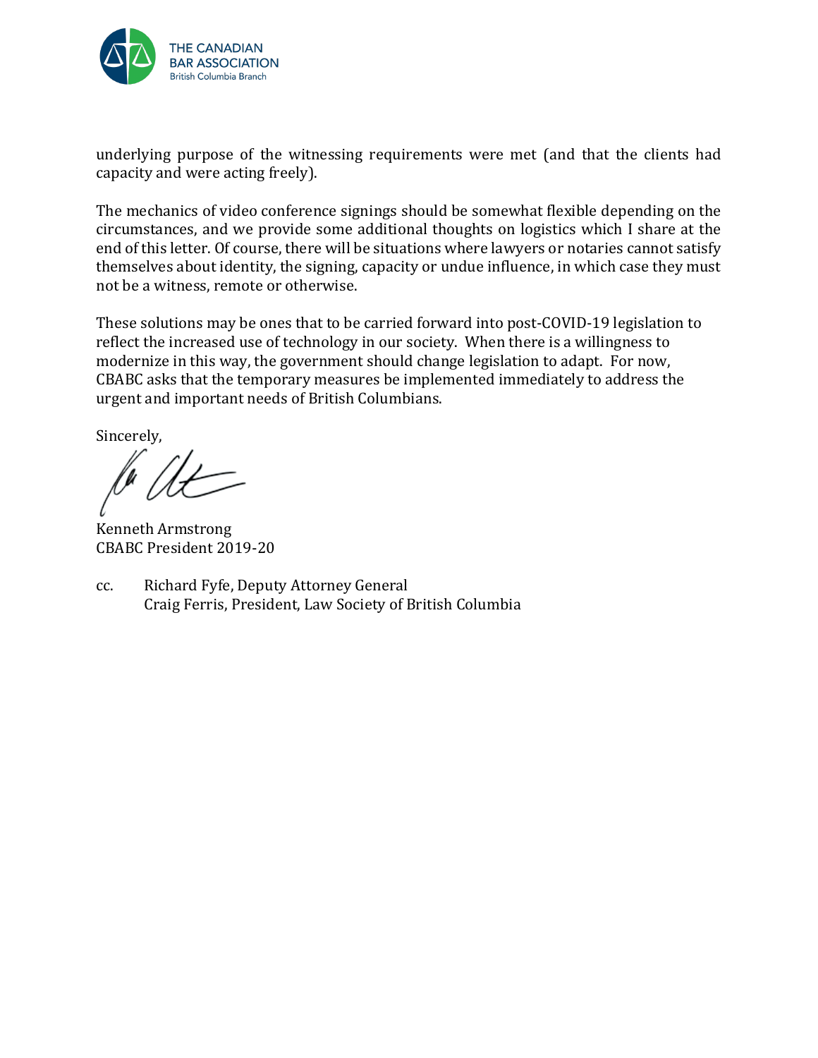underlying purpose of the witnessing requirements were met (and that the clients had capacity and were acting freely).

The mechanics of video conference signings should be somewhat flexible depending on the circumstances, and we provide some additional thoughts on logistics which I share at the end of this letter. Of course, there will be situations where lawyers or notaries cannot satisfy themselves about identity, the signing, capacity or undue influence, in which case they must not be a witness, remote or otherwise.

These solutions may be ones that to be carried forward into post-COVID-19 legislation to reflect the increased use of technology in our society. When there is a willingness to modernize in this way, the government should change legislation to adapt. For now, CBABC asks that the temporary measures be implemented immediately to address the urgent and important needs of British Columbians.

Sincerely,

Kenneth Armstrong
CBABC President 2019-20

cc. Richard Fyfe, Deputy Attorney General
Craig Ferris, President, Law Society of British Columbia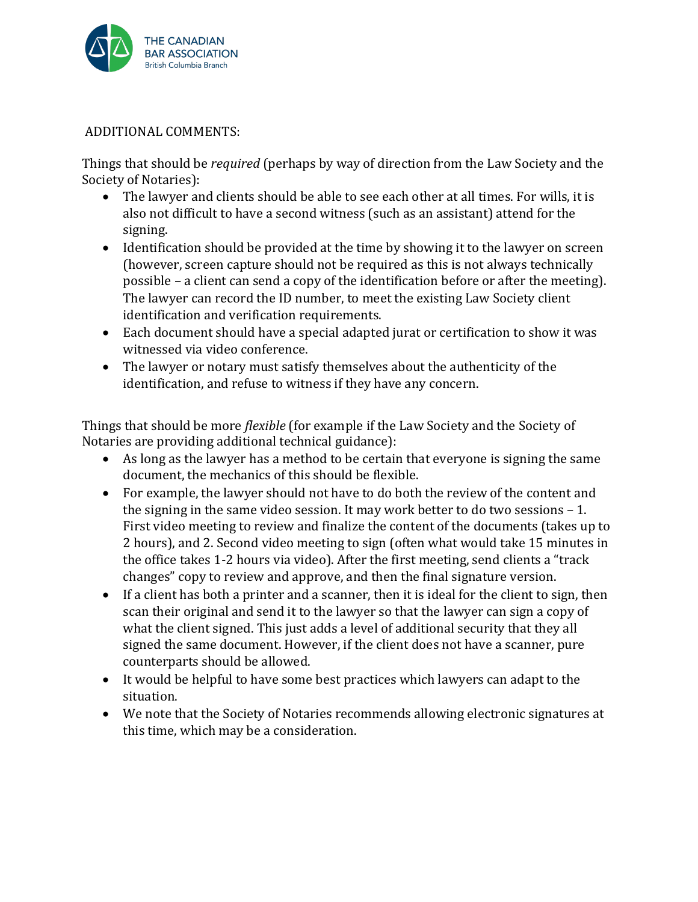ADDITIONAL COMMENTS:

Things that should be *required* (perhaps by way of direction from the Law Society and the Society of Notaries):

- The lawyer and clients should be able to see each other at all times. For wills, it is also not difficult to have a second witness (such as an assistant) attend for the signing.
- Identification should be provided at the time by showing it to the lawyer on screen (however, screen capture should not be required as this is not always technically possible – a client can send a copy of the identification before or after the meeting). The lawyer can record the ID number, to meet the existing Law Society client identification and verification requirements.
- Each document should have a special adapted jurat or certification to show it was witnessed via video conference.
- The lawyer or notary must satisfy themselves about the authenticity of the identification, and refuse to witness if they have any concern.

Things that should be more *flexible* (for example if the Law Society and the Society of Notaries are providing additional technical guidance):

- As long as the lawyer has a method to be certain that everyone is signing the same document, the mechanics of this should be flexible.
- For example, the lawyer should not have to do both the review of the content and the signing in the same video session. It may work better to do two sessions – 1. First video meeting to review and finalize the content of the documents (takes up to 2 hours), and 2. Second video meeting to sign (often what would take 15 minutes in the office takes 1-2 hours via video). After the first meeting, send clients a "track changes" copy to review and approve, and then the final signature version.
- If a client has both a printer and a scanner, then it is ideal for the client to sign, then scan their original and send it to the lawyer so that the lawyer can sign a copy of what the client signed. This just adds a level of additional security that they all signed the same document. However, if the client does not have a scanner, pure counterparts should be allowed.
- It would be helpful to have some best practices which lawyers can adapt to the situation.
- We note that the Society of Notaries recommends allowing electronic signatures at this time, which may be a consideration.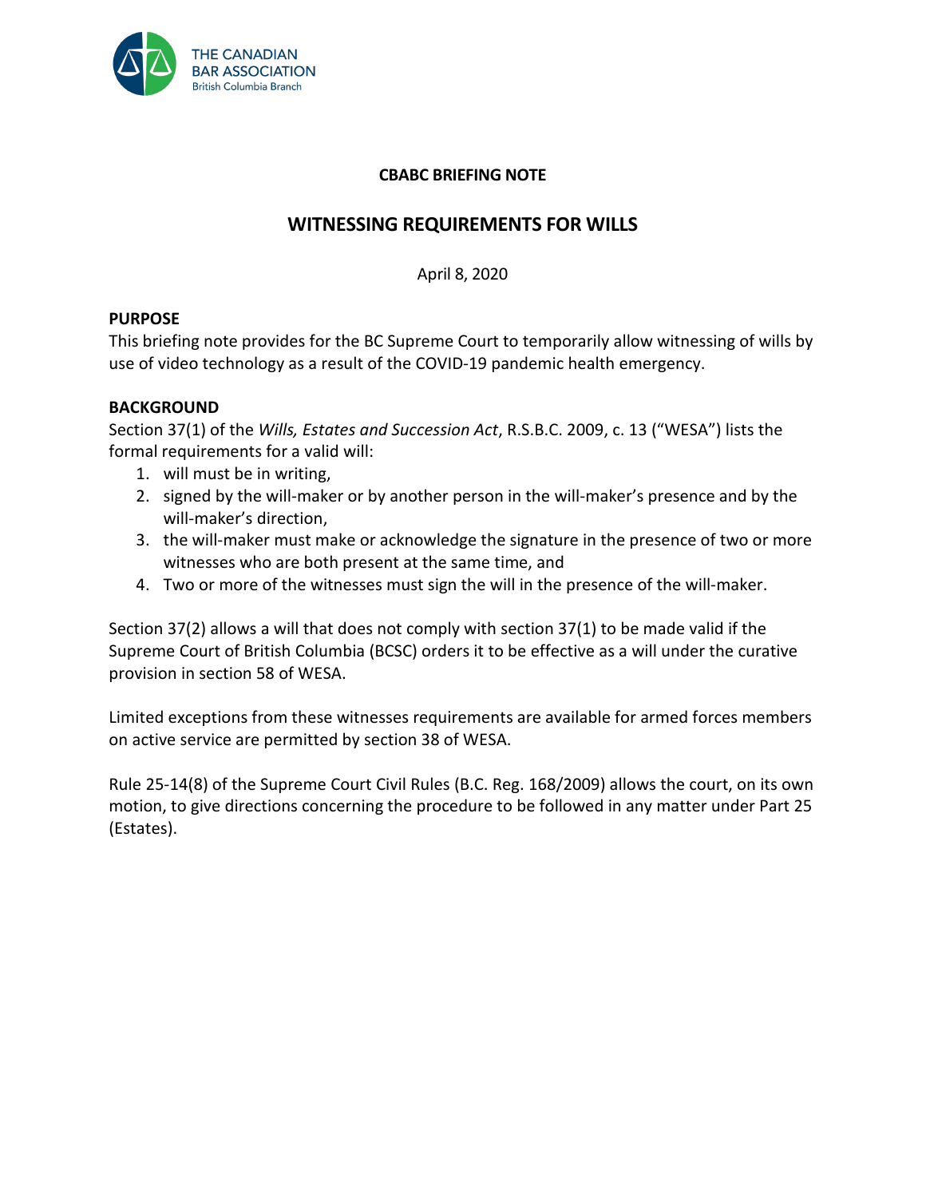**CBABC BRIEFING NOTE**

# WITNESSING REQUIREMENTS FOR WILLS

April 8, 2020

**PURPOSE**

This briefing note provides for the BC Supreme Court to temporarily allow witnessing of wills by use of video technology as a result of the COVID-19 pandemic health emergency.

**BACKGROUND**

Section 37(1) of the *Wills, Estates and Succession Act*, R.S.B.C. 2009, c. 13 ("WESA") lists the formal requirements for a valid will:

1. will must be in writing,
2. signed by the will-maker or by another person in the will-maker's presence and by the will-maker's direction,
3. the will-maker must make or acknowledge the signature in the presence of two or more witnesses who are both present at the same time, and
4. Two or more of the witnesses must sign the will in the presence of the will-maker.

Section 37(2) allows a will that does not comply with section 37(1) to be made valid if the Supreme Court of British Columbia (BCSC) orders it to be effective as a will under the curative provision in section 58 of WESA.

Limited exceptions from these witnesses requirements are available for armed forces members on active service are permitted by section 38 of WESA.

Rule 25-14(8) of the Supreme Court Civil Rules (B.C. Reg. 168/2009) allows the court, on its own motion, to give directions concerning the procedure to be followed in any matter under Part 25 (Estates).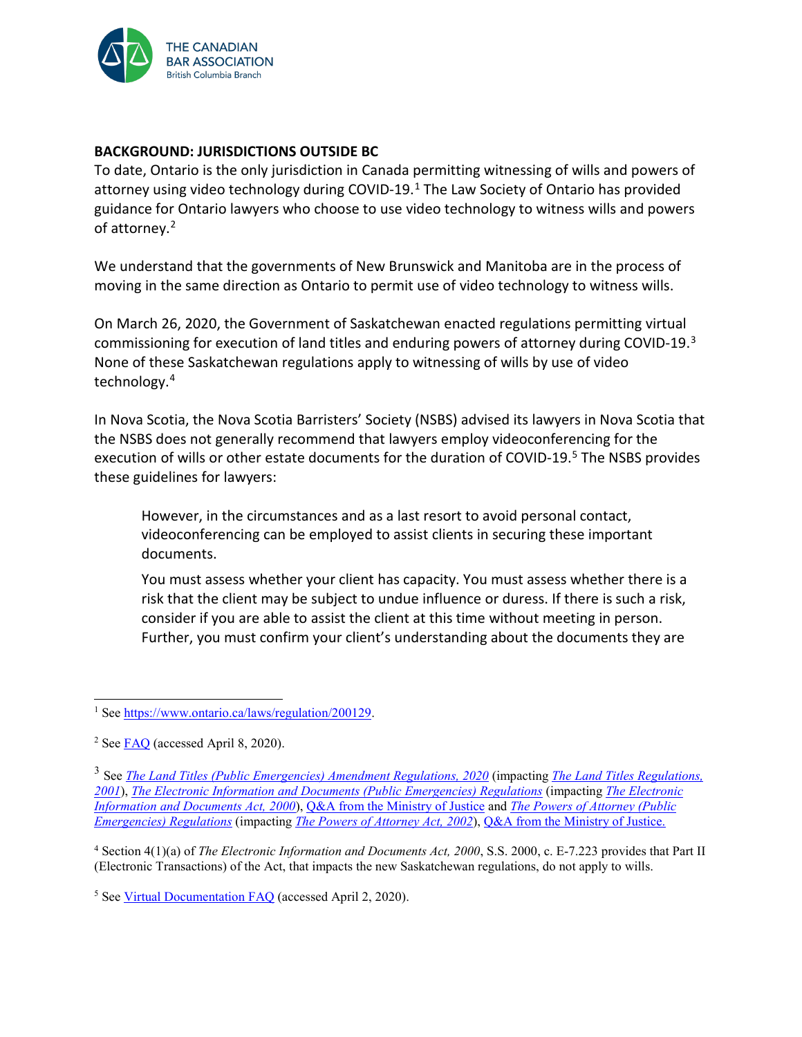## BACKGROUND: JURISDICTIONS OUTSIDE BC

To date, Ontario is the only jurisdiction in Canada permitting witnessing of wills and powers of attorney using video technology during COVID-19.[1] The Law Society of Ontario has provided guidance for Ontario lawyers who choose to use video technology to witness wills and powers of attorney.[2]

We understand that the governments of New Brunswick and Manitoba are in the process of moving in the same direction as Ontario to permit use of video technology to witness wills.

On March 26, 2020, the Government of Saskatchewan enacted regulations permitting virtual commissioning for execution of land titles and enduring powers of attorney during COVID-19.[3] None of these Saskatchewan regulations apply to witnessing of wills by use of video technology.[4]

In Nova Scotia, the Nova Scotia Barristers' Society (NSBS) advised its lawyers in Nova Scotia that the NSBS does not generally recommend that lawyers employ videoconferencing for the execution of wills or other estate documents for the duration of COVID-19.[5] The NSBS provides these guidelines for lawyers:

> However, in the circumstances and as a last resort to avoid personal contact, videoconferencing can be employed to assist clients in securing these important documents.
>
> You must assess whether your client has capacity. You must assess whether there is a risk that the client may be subject to undue influence or duress. If there is such a risk, consider if you are able to assist the client at this time without meeting in person. Further, you must confirm your client's understanding about the documents they are

---

[1] See https://www.ontario.ca/laws/regulation/200129.

[2] See FAQ (accessed April 8, 2020).

[3] See *The Land Titles (Public Emergencies) Amendment Regulations, 2020* (impacting *The Land Titles Regulations, 2001*), *The Electronic Information and Documents (Public Emergencies) Regulations* (impacting *The Electronic Information and Documents Act, 2000*), Q&A from the Ministry of Justice and *The Powers of Attorney (Public Emergencies) Regulations* (impacting *The Powers of Attorney Act, 2002*), Q&A from the Ministry of Justice.

[4] Section 4(1)(a) of *The Electronic Information and Documents Act, 2000*, S.S. 2000, c. E-7.223 provides that Part II (Electronic Transactions) of the Act, that impacts the new Saskatchewan regulations, do not apply to wills.

[5] See Virtual Documentation FAQ (accessed April 2, 2020).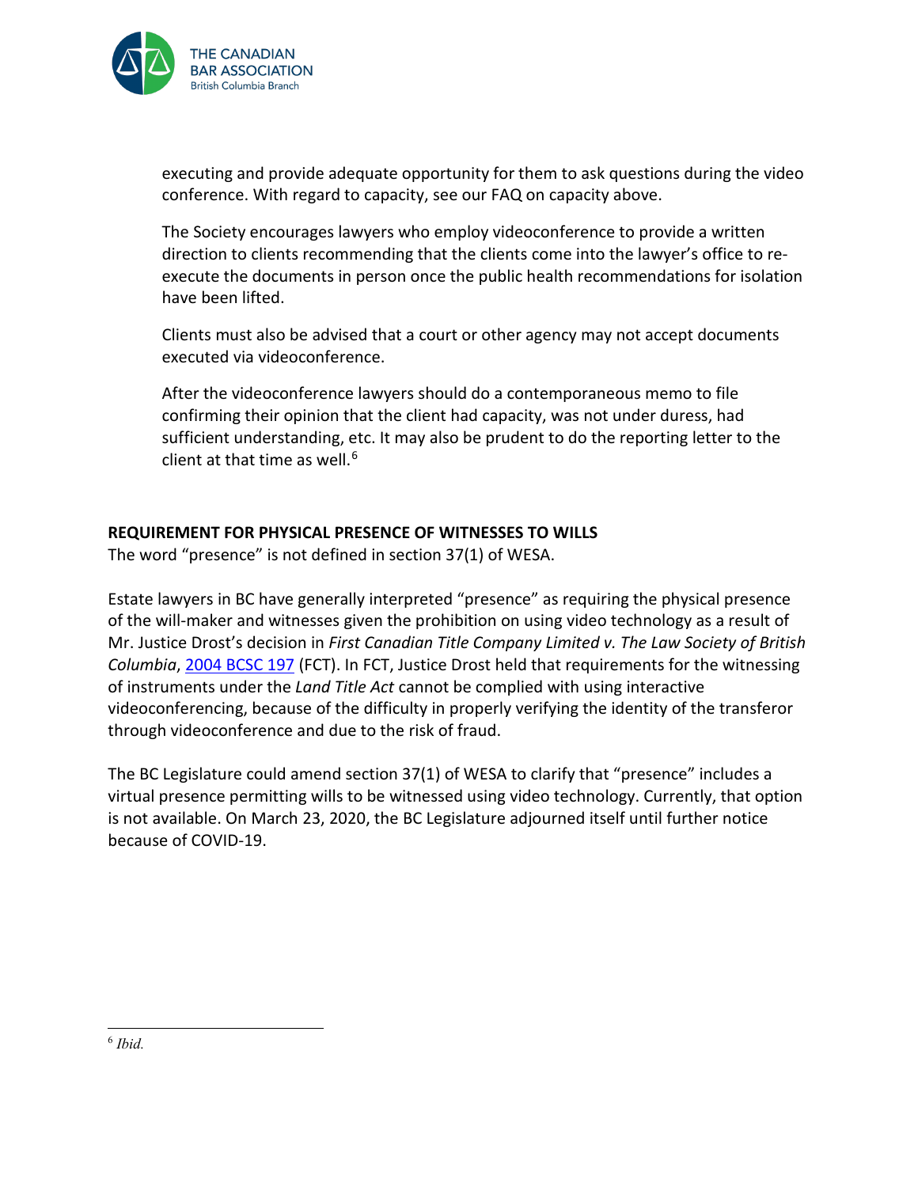executing and provide adequate opportunity for them to ask questions during the video conference. With regard to capacity, see our FAQ on capacity above.

The Society encourages lawyers who employ videoconference to provide a written direction to clients recommending that the clients come into the lawyer's office to re-execute the documents in person once the public health recommendations for isolation have been lifted.

Clients must also be advised that a court or other agency may not accept documents executed via videoconference.

After the videoconference lawyers should do a contemporaneous memo to file confirming their opinion that the client had capacity, was not under duress, had sufficient understanding, etc. It may also be prudent to do the reporting letter to the client at that time as well.[6]

**REQUIREMENT FOR PHYSICAL PRESENCE OF WITNESSES TO WILLS**

The word "presence" is not defined in section 37(1) of WESA.

Estate lawyers in BC have generally interpreted "presence" as requiring the physical presence of the will-maker and witnesses given the prohibition on using video technology as a result of Mr. Justice Drost's decision in *First Canadian Title Company Limited v. The Law Society of British Columbia*, 2004 BCSC 197 (FCT). In FCT, Justice Drost held that requirements for the witnessing of instruments under the *Land Title Act* cannot be complied with using interactive videoconferencing, because of the difficulty in properly verifying the identity of the transferor through videoconference and due to the risk of fraud.

The BC Legislature could amend section 37(1) of WESA to clarify that "presence" includes a virtual presence permitting wills to be witnessed using video technology. Currently, that option is not available. On March 23, 2020, the BC Legislature adjourned itself until further notice because of COVID-19.

---

[6] *Ibid.*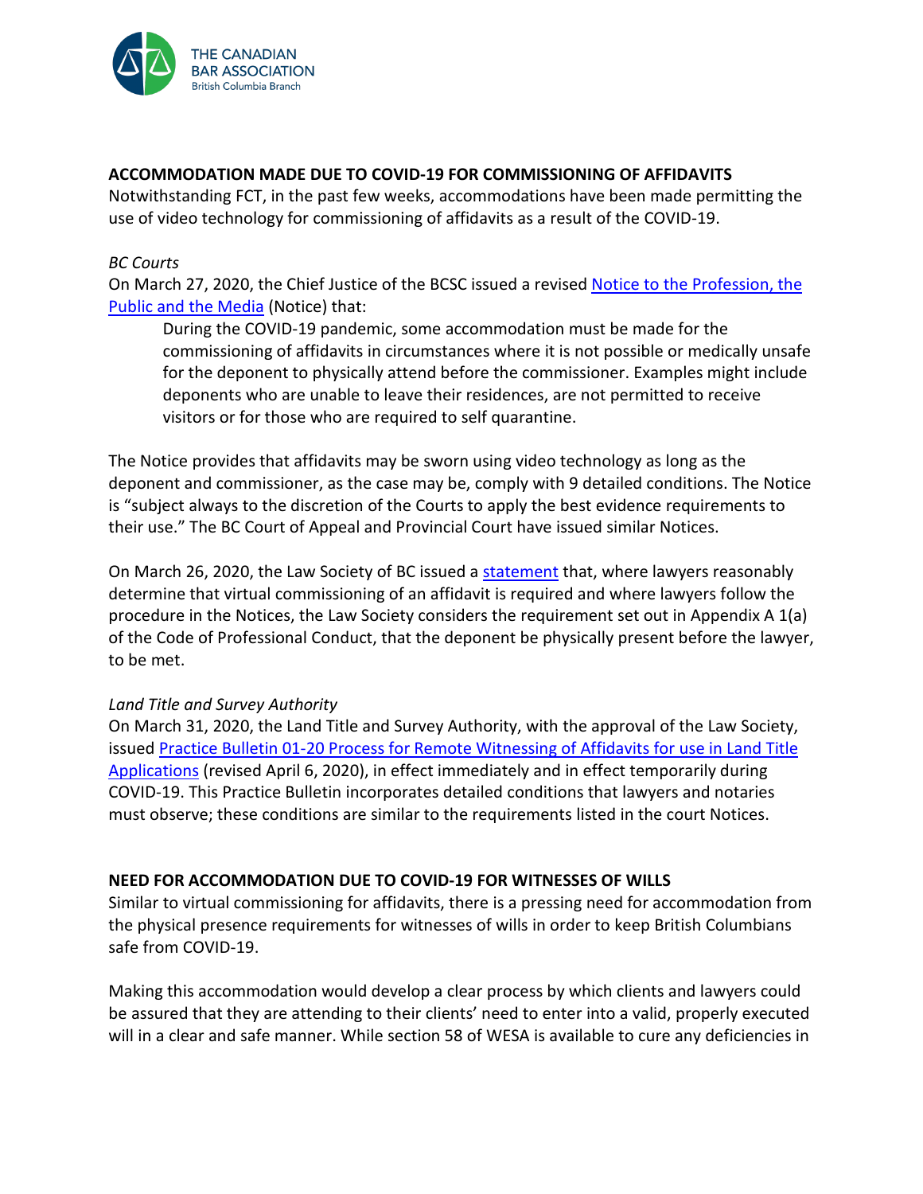**ACCOMMODATION MADE DUE TO COVID-19 FOR COMMISSIONING OF AFFIDAVITS**
Notwithstanding FCT, in the past few weeks, accommodations have been made permitting the use of video technology for commissioning of affidavits as a result of the COVID-19.

*BC Courts*
On March 27, 2020, the Chief Justice of the BCSC issued a revised Notice to the Profession, the Public and the Media (Notice) that:

> During the COVID-19 pandemic, some accommodation must be made for the commissioning of affidavits in circumstances where it is not possible or medically unsafe for the deponent to physically attend before the commissioner. Examples might include deponents who are unable to leave their residences, are not permitted to receive visitors or for those who are required to self quarantine.

The Notice provides that affidavits may be sworn using video technology as long as the deponent and commissioner, as the case may be, comply with 9 detailed conditions. The Notice is "subject always to the discretion of the Courts to apply the best evidence requirements to their use." The BC Court of Appeal and Provincial Court have issued similar Notices.

On March 26, 2020, the Law Society of BC issued a statement that, where lawyers reasonably determine that virtual commissioning of an affidavit is required and where lawyers follow the procedure in the Notices, the Law Society considers the requirement set out in Appendix A 1(a) of the Code of Professional Conduct, that the deponent be physically present before the lawyer, to be met.

*Land Title and Survey Authority*
On March 31, 2020, the Land Title and Survey Authority, with the approval of the Law Society, issued Practice Bulletin 01-20 Process for Remote Witnessing of Affidavits for use in Land Title Applications (revised April 6, 2020), in effect immediately and in effect temporarily during COVID-19. This Practice Bulletin incorporates detailed conditions that lawyers and notaries must observe; these conditions are similar to the requirements listed in the court Notices.

**NEED FOR ACCOMMODATION DUE TO COVID-19 FOR WITNESSES OF WILLS**
Similar to virtual commissioning for affidavits, there is a pressing need for accommodation from the physical presence requirements for witnesses of wills in order to keep British Columbians safe from COVID-19.

Making this accommodation would develop a clear process by which clients and lawyers could be assured that they are attending to their clients' need to enter into a valid, properly executed will in a clear and safe manner. While section 58 of WESA is available to cure any deficiencies in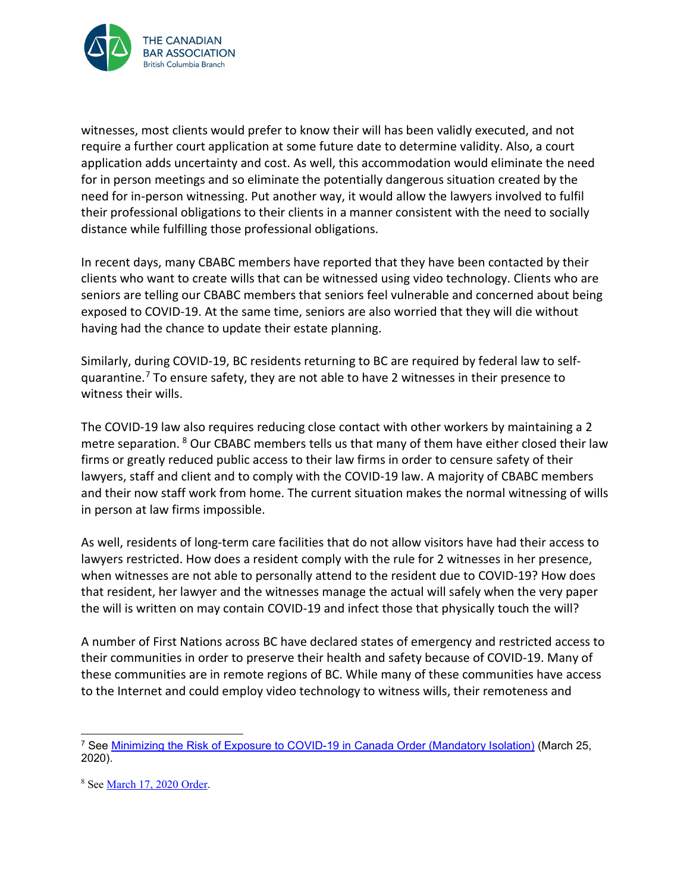witnesses, most clients would prefer to know their will has been validly executed, and not require a further court application at some future date to determine validity. Also, a court application adds uncertainty and cost. As well, this accommodation would eliminate the need for in person meetings and so eliminate the potentially dangerous situation created by the need for in-person witnessing. Put another way, it would allow the lawyers involved to fulfil their professional obligations to their clients in a manner consistent with the need to socially distance while fulfilling those professional obligations.

In recent days, many CBABC members have reported that they have been contacted by their clients who want to create wills that can be witnessed using video technology. Clients who are seniors are telling our CBABC members that seniors feel vulnerable and concerned about being exposed to COVID-19. At the same time, seniors are also worried that they will die without having had the chance to update their estate planning.

Similarly, during COVID-19, BC residents returning to BC are required by federal law to self-quarantine.[7] To ensure safety, they are not able to have 2 witnesses in their presence to witness their wills.

The COVID-19 law also requires reducing close contact with other workers by maintaining a 2 metre separation. [8] Our CBABC members tells us that many of them have either closed their law firms or greatly reduced public access to their law firms in order to censure safety of their lawyers, staff and client and to comply with the COVID-19 law. A majority of CBABC members and their now staff work from home. The current situation makes the normal witnessing of wills in person at law firms impossible.

As well, residents of long-term care facilities that do not allow visitors have had their access to lawyers restricted. How does a resident comply with the rule for 2 witnesses in her presence, when witnesses are not able to personally attend to the resident due to COVID-19? How does that resident, her lawyer and the witnesses manage the actual will safely when the very paper the will is written on may contain COVID-19 and infect those that physically touch the will?

A number of First Nations across BC have declared states of emergency and restricted access to their communities in order to preserve their health and safety because of COVID-19. Many of these communities are in remote regions of BC. While many of these communities have access to the Internet and could employ video technology to witness wills, their remoteness and

---

[7] See Minimizing the Risk of Exposure to COVID-19 in Canada Order (Mandatory Isolation) (March 25, 2020).

[8] See March 17, 2020 Order.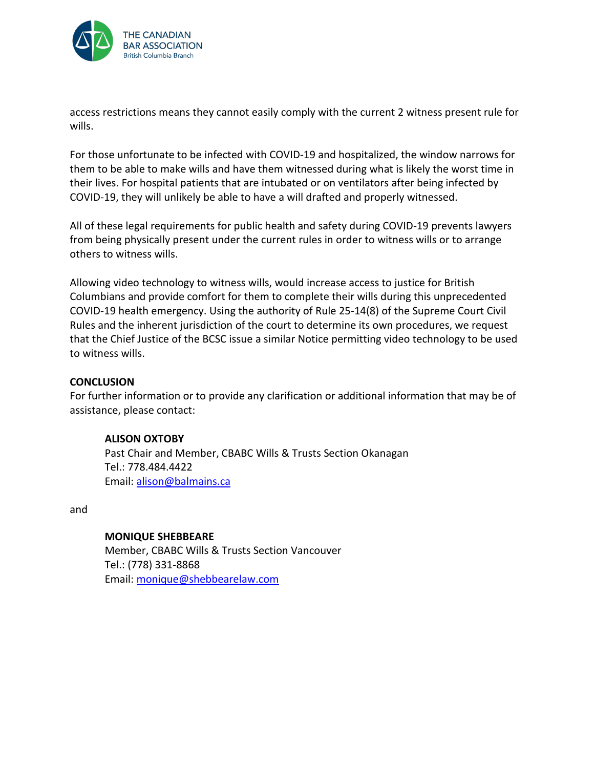access restrictions means they cannot easily comply with the current 2 witness present rule for wills.

For those unfortunate to be infected with COVID-19 and hospitalized, the window narrows for them to be able to make wills and have them witnessed during what is likely the worst time in their lives. For hospital patients that are intubated or on ventilators after being infected by COVID-19, they will unlikely be able to have a will drafted and properly witnessed.

All of these legal requirements for public health and safety during COVID-19 prevents lawyers from being physically present under the current rules in order to witness wills or to arrange others to witness wills.

Allowing video technology to witness wills, would increase access to justice for British Columbians and provide comfort for them to complete their wills during this unprecedented COVID-19 health emergency. Using the authority of Rule 25-14(8) of the Supreme Court Civil Rules and the inherent jurisdiction of the court to determine its own procedures, we request that the Chief Justice of the BCSC issue a similar Notice permitting video technology to be used to witness wills.

**CONCLUSION**

For further information or to provide any clarification or additional information that may be of assistance, please contact:

> **ALISON OXTOBY**
> Past Chair and Member, CBABC Wills & Trusts Section Okanagan
> Tel.: 778.484.4422
> Email: alison@balmains.ca

and

> **MONIQUE SHEBBEARE**
> Member, CBABC Wills & Trusts Section Vancouver
> Tel.: (778) 331-8868
> Email: monique@shebbearelaw.com